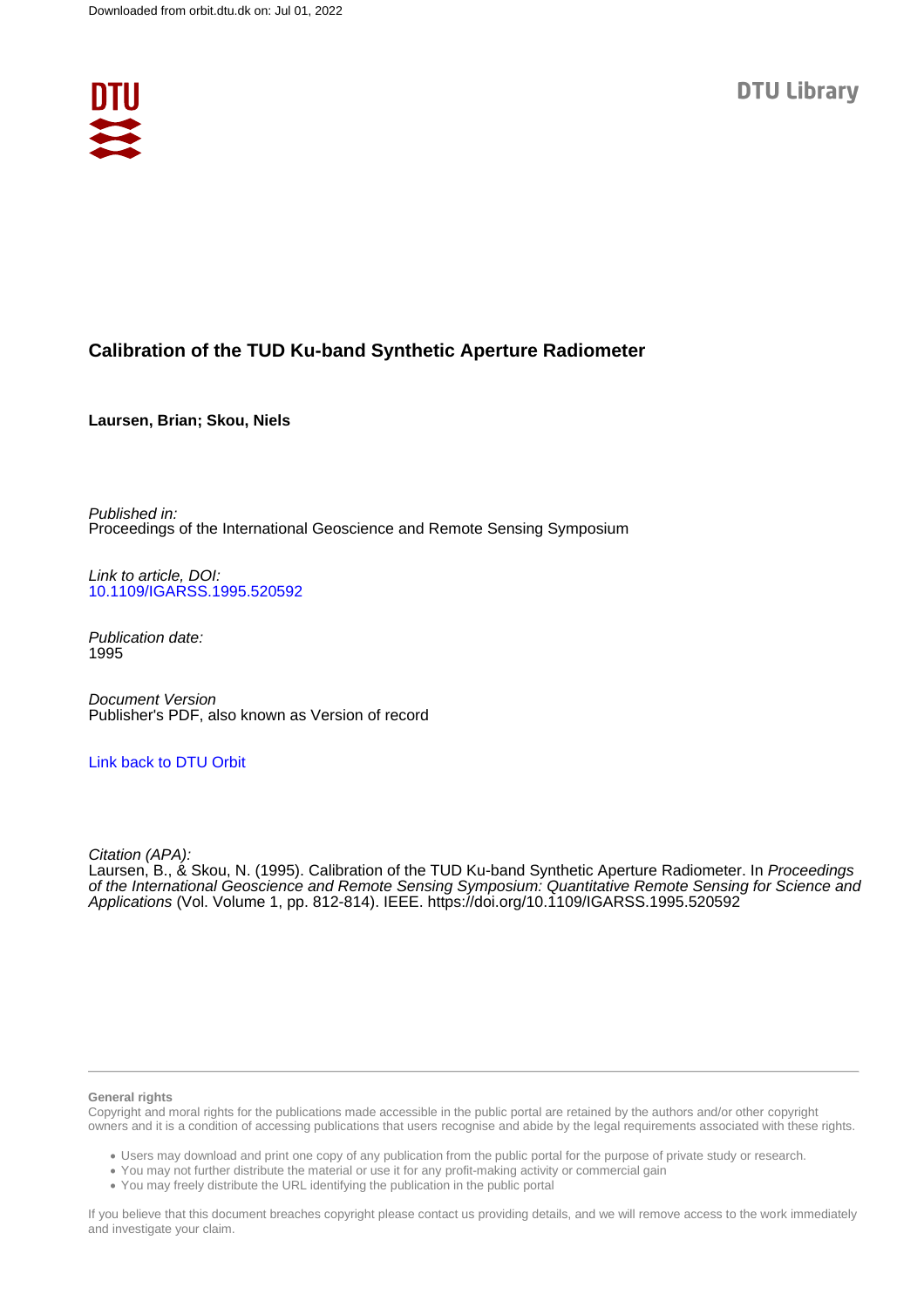Downloaded from orbit.dtu.dk on: Jul 01, 2022

DTU Library

# Calibration of the TUD Ku-band Synthetic Aperture Radiometer

**Laursen, Brian; Skou, Niels**

*Published in:*
Proceedings of the International Geoscience and Remote Sensing Symposium

*Link to article, DOI:*
10.1109/IGARSS.1995.520592

*Publication date:*
1995

*Document Version*
Publisher's PDF, also known as Version of record

Link back to DTU Orbit

*Citation (APA):*
Laursen, B., & Skou, N. (1995). Calibration of the TUD Ku-band Synthetic Aperture Radiometer. In *Proceedings of the International Geoscience and Remote Sensing Symposium: Quantitative Remote Sensing for Science and Applications* (Vol. Volume 1, pp. 812-814). IEEE. https://doi.org/10.1109/IGARSS.1995.520592

---

**General rights**
Copyright and moral rights for the publications made accessible in the public portal are retained by the authors and/or other copyright owners and it is a condition of accessing publications that users recognise and abide by the legal requirements associated with these rights.

- Users may download and print one copy of any publication from the public portal for the purpose of private study or research.
- You may not further distribute the material or use it for any profit-making activity or commercial gain
- You may freely distribute the URL identifying the publication in the public portal

If you believe that this document breaches copyright please contact us providing details, and we will remove access to the work immediately and investigate your claim.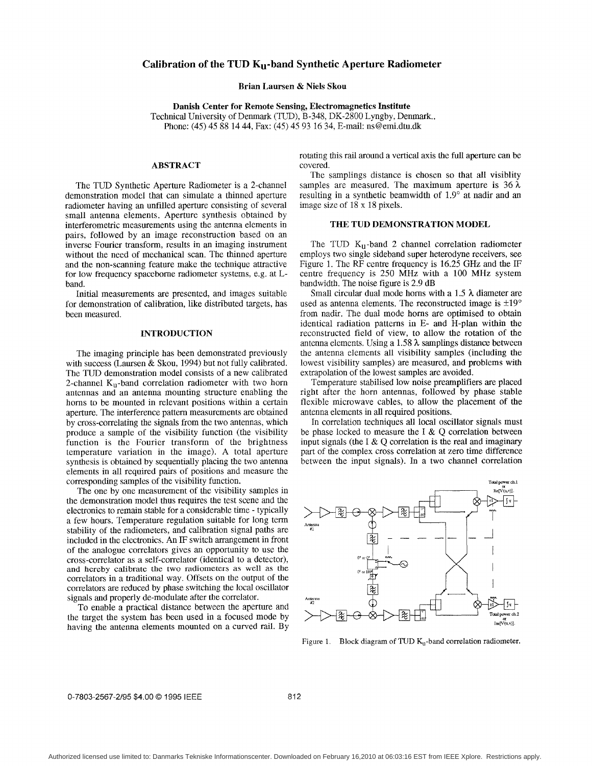# Calibration of the TUD $K_u$-band Synthetic Aperture Radiometer

**Brian Laursen & Niels Skou**

**Danish Center for Remote Sensing, Electromagnetics Institute**
Technical University of Denmark (TUD), B-348, DK-2800 Lyngby, Denmark.,
Phone: (45) 45 88 14 44, Fax: (45) 45 93 16 34, E-mail: ns@emi.dtu.dk

## ABSTRACT

The TUD Synthetic Aperture Radiometer is a 2-channel demonstration model that can simulate a thinned aperture radiometer having an unfilled aperture consisting of several small antenna elements. Aperture synthesis obtained by interferometric measurements using the antenna elements in pairs, followed by an image reconstruction based on an inverse Fourier transform, results in an imaging instrument without the need of mechanical scan. The thinned aperture and the non-scanning feature make the technique attractive for low frequency spaceborne radiometer systems, e.g. at L-band.

Initial measurements are presented, and images suitable for demonstration of calibration, like distributed targets, has been measured.

## INTRODUCTION

The imaging principle has been demonstrated previously with success (Laursen & Skou, 1994) but not fully calibrated. The TUD demonstration model consists of a new calibrated 2-channel $K_u$-band correlation radiometer with two horn antennas and an antenna mounting structure enabling the horns to be mounted in relevant positions within a certain aperture. The interference pattern measurements are obtained by cross-correlating the signals from the two antennas, which produce a sample of the visibility function (the visibility function is the Fourier transform of the brightness temperature variation in the image). A total aperture synthesis is obtained by sequentially placing the two antenna elements in all required pairs of positions and measure the corresponding samples of the visibility function.

The one by one measurement of the visibility samples in the demonstration model thus requires the test scene and the electronics to remain stable for a considerable time - typically a few hours. Temperature regulation suitable for long term stability of the radiometers, and calibration signal paths are included in the electronics. An IF switch arrangement in front of the analogue correlators gives an opportunity to use the cross-correlator as a self-correlator (identical to a detector), and hereby calibrate the two radiometers as well as the correlators in a traditional way. Offsets on the output of the correlators are reduced by phase switching the local oscillator signals and properly de-modulate after the correlator.

To enable a practical distance between the aperture and the target the system has been used in a focused mode by having the antenna elements mounted on a curved rail. By rotating this rail around a vertical axis the full aperture can be covered.

The samplings distance is chosen so that all visiblity samples are measured. The maximum aperture is 36 λ resulting in a synthetic beamwidth of 1.9° at nadir and an image size of 18 x 18 pixels.

## THE TUD DEMONSTRATION MODEL

The TUD $K_u$-band 2 channel correlation radiometer employs two single sideband super heterodyne receivers, see Figure 1. The RF centre frequency is 16.25 GHz and the IF centre frequency is 250 MHz with a 100 MHz system bandwidth. The noise figure is 2.9 dB

Small circular dual mode horns with a 1.5 λ diameter are used as antenna elements. The reconstructed image is ±19° from nadir. The dual mode horns are optimised to obtain identical radiation patterns in E- and H-plan within the reconstructed field of view, to allow the rotation of the antenna elements. Using a 1.58 λ samplings distance between the antenna elements all visibility samples (including the lowest visibility samples) are measured, and problems with extrapolation of the lowest samples are avoided.

Temperature stabilised low noise preamplifiers are placed right after the horn antennas, followed by phase stable flexible microwave cables, to allow the placement of the antenna elements in all required positions.

In correlation techniques all local oscillator signals must be phase locked to measure the I & Q correlation between input signals (the I & Q correlation is the real and imaginary part of the complex cross correlation at zero time difference between the input signals). In a two channel correlation

Total power ch.1 or Re[V(u,v)].

Antenna #1

0° or 0°

0° or 180°

Antenna #2

Total power ch.2 or Im[V(u,v)].

Figure 1. Block diagram of TUD $K_u$-band correlation radiometer.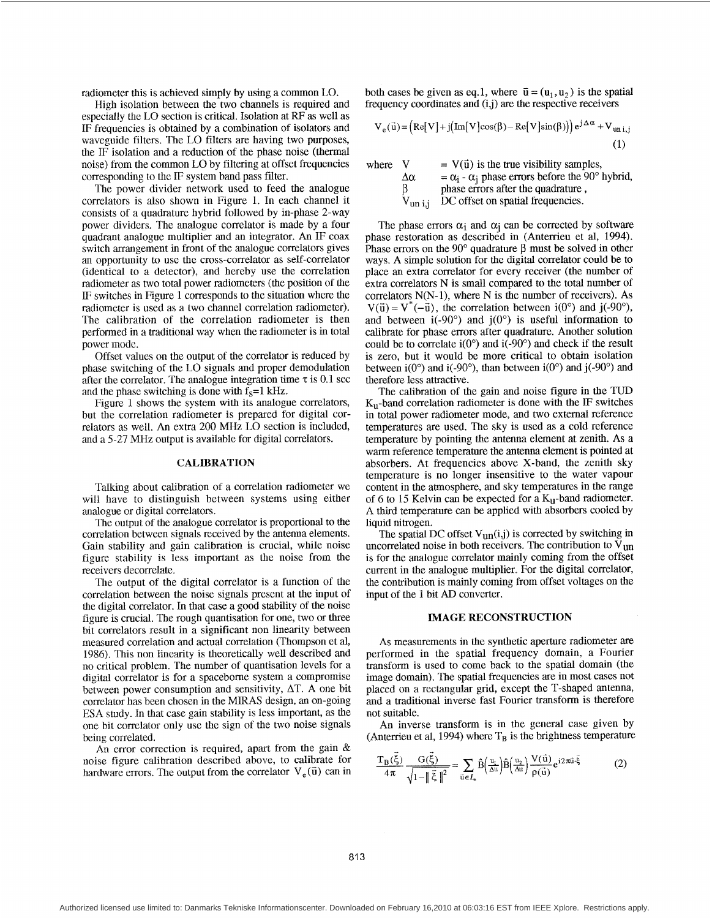radiometer this is achieved simply by using a common LO.

High isolation between the two channels is required and especially the LO section is critical. Isolation at RF as well as IF frequencies is obtained by a combination of isolators and waveguide filters. The LO filters are having two purposes, the IF isolation and a reduction of the phase noise (thermal noise) from the common LO by filtering at offset frequencies corresponding to the IF system band pass filter.

The power divider network used to feed the analogue correlators is also shown in Figure 1. In each channel it consists of a quadrature hybrid followed by in-phase 2-way power dividers. The analogue correlator is made by a four quadrant analogue multiplier and an integrator. An IF coax switch arrangement in front of the analogue correlators gives an opportunity to use the cross-correlator as self-correlator (identical to a detector), and hereby use the correlation radiometer as two total power radiometers (the position of the IF switches in Figure 1 corresponds to the situation where the radiometer is used as a two channel correlation radiometer). The calibration of the correlation radiometer is then performed in a traditional way when the radiometer is in total power mode.

Offset values on the output of the correlator is reduced by phase switching of the LO signals and proper demodulation after the correlator. The analogue integration time $\tau$ is 0.1 sec and the phase switching is done with $f_S$=1 kHz.

Figure 1 shows the system with its analogue correlators, but the correlation radiometer is prepared for digital correlators as well. An extra 200 MHz LO section is included, and a 5-27 MHz output is available for digital correlators.

## CALIBRATION

Talking about calibration of a correlation radiometer we will have to distinguish between systems using either analogue or digital correlators.

The output of the analogue correlator is proportional to the correlation between signals received by the antenna elements. Gain stability and gain calibration is crucial, while noise figure stability is less important as the noise from the receivers decorrelate.

The output of the digital correlator is a function of the correlation between the noise signals present at the input of the digital correlator. In that case a good stability of the noise figure is crucial. The rough quantisation for one, two or three bit correlators result in a significant non linearity between measured correlation and actual correlation (Thompson et al, 1986). This non linearity is theoretically well described and no critical problem. The number of quantisation levels for a digital correlator is for a spaceborne system a compromise between power consumption and sensitivity, $\Delta T$. A one bit correlator has been chosen in the MIRAS design, an on-going ESA study. In that case gain stability is less important, as the one bit correlator only use the sign of the two noise signals being correlated.

An error correction is required, apart from the gain & noise figure calibration described above, to calibrate for hardware errors. The output from the correlator $V_e(\bar{u})$ can in both cases be given as eq.1, where $\bar{u} = (u_1, u_2)$ is the spatial frequency coordinates and (i,j) are the respective receivers

$$V_e(\bar{u}) = \left(\mathrm{Re}[V] + j\left(\mathrm{Im}[V]\cos(\beta) - \mathrm{Re}[V]\sin(\beta)\right)\right)e^{j\Delta\alpha} + V_{un\,i,j} \tag{1}$$

where $V$ = $V(\bar{u})$ is the true visibility samples,
$\Delta\alpha$ = $\alpha_i$ - $\alpha_j$ phase errors before the 90° hybrid,
$\beta$ phase errors after the quadrature ,
$V_{un\,i,j}$ DC offset on spatial frequencies.

The phase errors $\alpha_i$ and $\alpha_j$ can be corrected by software phase restoration as described in (Anterrieu et al, 1994). Phase errors on the 90° quadrature $\beta$ must be solved in other ways. A simple solution for the digital correlator could be to place an extra correlator for every receiver (the number of extra correlators N is small compared to the total number of correlators N(N-1), where N is the number of receivers). As $V(\bar{u}) = V^*(-\bar{u})$, the correlation between i(0°) and j(-90°), and between i(-90°) and j(0°) is useful information to calibrate for phase errors after quadrature. Another solution could be to correlate i(0°) and i(-90°) and check if the result is zero, but it would be more critical to obtain isolation between i(0°) and i(-90°), than between i(0°) and j(-90°) and therefore less attractive.

The calibration of the gain and noise figure in the TUD $K_u$-band correlation radiometer is done with the IF switches in total power radiometer mode, and two external reference temperatures are used. The sky is used as a cold reference temperature by pointing the antenna element at zenith. As a warm reference temperature the antenna element is pointed at absorbers. At frequencies above X-band, the zenith sky temperature is no longer insensitive to the water vapour content in the atmosphere, and sky temperatures in the range of 6 to 15 Kelvin can be expected for a $K_u$-band radiometer. A third temperature can be applied with absorbers cooled by liquid nitrogen.

The spatial DC offset $V_{un}(i,j)$ is corrected by switching in uncorrelated noise in both receivers. The contribution to $V_{un}$ is for the analogue correlator mainly coming from the offset current in the analogue multiplier. For the digital correlator, the contribution is mainly coming from offset voltages on the input of the 1 bit AD converter.

## IMAGE RECONSTRUCTION

As measurements in the synthetic aperture radiometer are performed in the spatial frequency domain, a Fourier transform is used to come back to the spatial domain (the image domain). The spatial frequencies are in most cases not placed on a rectangular grid, except the T-shaped antenna, and a traditional inverse fast Fourier transform is therefore not suitable.

An inverse transform is in the general case given by (Anterrieu et al, 1994) where $T_B$ is the brightness temperature

$$\frac{T_B(\vec{\xi})}{4\pi}\frac{G(\vec{\xi})}{\sqrt{1-\|\vec{\xi}\|^2}} = \sum_{\bar{u}\in I_\infty} \hat{B}\left(\tfrac{u_1}{\Delta u}\right)\hat{B}\left(\tfrac{u_2}{\Delta u}\right)\frac{V(\bar{u})}{\rho(\bar{u})}e^{i2\pi\bar{u}\cdot\vec{\xi}} \tag{2}$$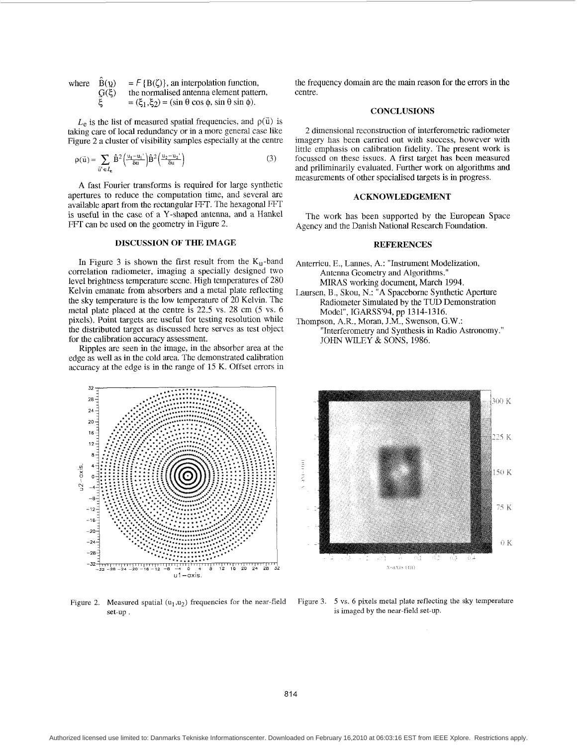where $\hat{B}(\underset{\sim}{v}) = F\{B(\zeta)\}$, an interpolation function,
$\underset{\sim}{G}(\xi)$ the normalised antenna element pattern,
$\underset{\sim}{\xi} = (\xi_1, \xi_2) = (\sin\theta\cos\phi, \sin\theta\sin\phi)$.

$L_e$ is the list of measured spatial frequencies, and $\rho(\bar{u})$ is taking care of local redundancy or in a more general case like Figure 2 a cluster of visibility samples especially at the centre

$$\rho(\bar{u}) = \sum_{\bar{u}' \in L_e} \hat{B}^2\left(\frac{u_1 - u_1'}{\delta u}\right)\hat{B}^2\left(\frac{u_2 - u_2'}{\delta u}\right) \quad (3)$$

A fast Fourier transforms is required for large synthetic apertures to reduce the computation time, and several are available apart from the rectangular FFT. The hexagonal FFT is useful in the case of a Y-shaped antenna, and a Hankel FFT can be used on the geometry in Figure 2.

## DISCUSSION OF THE IMAGE

In Figure 3 is shown the first result from the $K_u$-band correlation radiometer, imaging a specially designed two level brightness temperature scene. High temperatures of 280 Kelvin emanate from absorbers and a metal plate reflecting the sky temperature is the low temperature of 20 Kelvin. The metal plate placed at the centre is 22.5 vs. 28 cm (5 vs. 6 pixels). Point targets are useful for testing resolution while the distributed target as discussed here serves as test object for the calibration accuracy assessment.

Ripples are seen in the image, in the absorber area at the edge as well as in the cold area. The demonstrated calibration accuracy at the edge is in the range of 15 K. Offset errors in the frequency domain are the main reason for the errors in the centre.

## CONCLUSIONS

2 dimensional reconstruction of interferometric radiometer imagery has been carried out with success, however with little emphasis on calibration fidelity. The present work is focussed on these issues. A first target has been measured and priliminarily evaluated. Further work on algorithms and measurements of other specialised targets is in progress.

## ACKNOWLEDGEMENT

The work has been supported by the European Space Agency and the Danish National Research Foundation.

## REFERENCES

Anterrieu, E., Lannes, A.: "Instrument Modelization, Antenna Geometry and Algorithms." MIRAS working document, March 1994.

Laursen, B., Skou, N.: "A Spaceborne Synthetic Aperture Radiometer Simulated by the TUD Demonstration Model", IGARSS'94, pp 1314-1316.

Thompson, A.R., Moran, J.M., Swenson, G.W.: "Interferometry and Synthesis in Radio Astronomy." JOHN WILEY & SONS, 1986.

u2-axis.
u1-axis.
32 28 24 20 16 12 8 4 0 -4 -8 -12 -16 -20 -24 -28 -32

Figure 2. Measured spatial ($u_1$,$u_2$) frequencies for the near-field set-up .

300 K
225 K
150 K
75 K
0 K

Figure 3. 5 vs. 6 pixels metal plate reflecting the sky temperature is imaged by the near-field set-up.